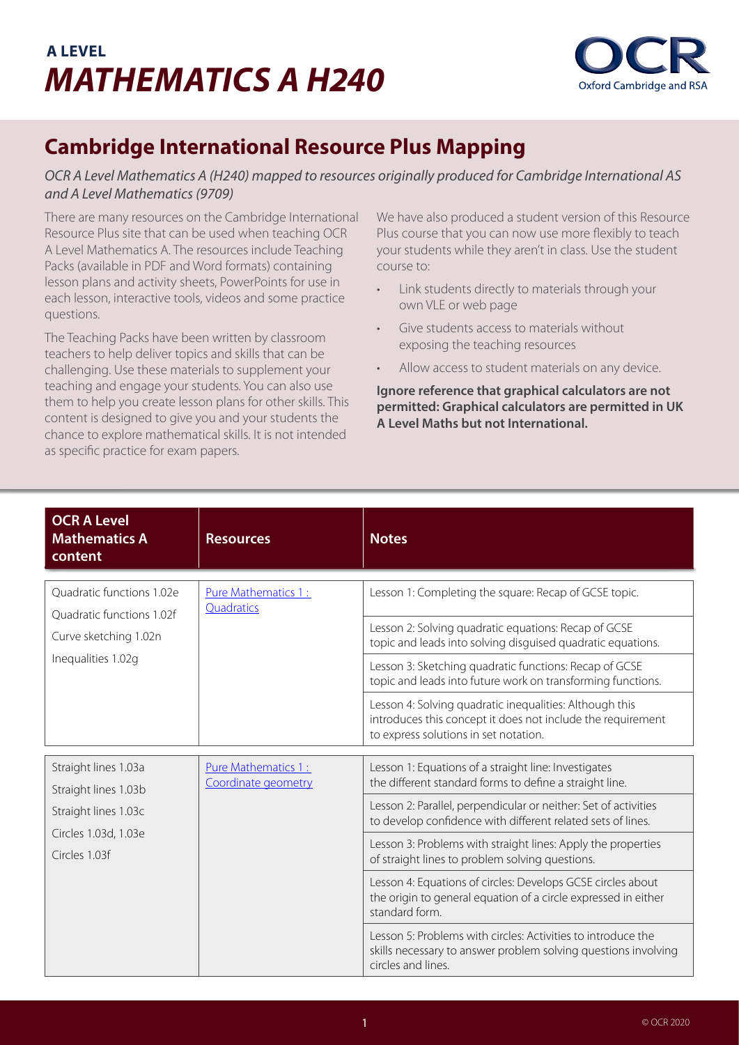**A LEVEL**

# *MATHEMATICS A H240*

## Cambridge International Resource Plus Mapping

*OCR A Level Mathematics A (H240) mapped to resources originally produced for Cambridge International AS and A Level Mathematics (9709)*

There are many resources on the Cambridge International Resource Plus site that can be used when teaching OCR A Level Mathematics A. The resources include Teaching Packs (available in PDF and Word formats) containing lesson plans and activity sheets, PowerPoints for use in each lesson, interactive tools, videos and some practice questions.

The Teaching Packs have been written by classroom teachers to help deliver topics and skills that can be challenging. Use these materials to supplement your teaching and engage your students. You can also use them to help you create lesson plans for other skills. This content is designed to give you and your students the chance to explore mathematical skills. It is not intended as specific practice for exam papers.

We have also produced a student version of this Resource Plus course that you can now use more flexibly to teach your students while they aren't in class. Use the student course to:

- Link students directly to materials through your own VLE or web page
- Give students access to materials without exposing the teaching resources
- Allow access to student materials on any device.

**Ignore reference that graphical calculators are not permitted: Graphical calculators are permitted in UK A Level Maths but not International.**

| OCR A Level Mathematics A content | Resources | Notes |
|---|---|---|
| Quadratic functions 1.02e<br>Quadratic functions 1.02f<br>Curve sketching 1.02n<br>Inequalities 1.02g | Pure Mathematics 1 : Quadratics | Lesson 1: Completing the square: Recap of GCSE topic. |
| | | Lesson 2: Solving quadratic equations: Recap of GCSE topic and leads into solving disguised quadratic equations. |
| | | Lesson 3: Sketching quadratic functions: Recap of GCSE topic and leads into future work on transforming functions. |
| | | Lesson 4: Solving quadratic inequalities: Although this introduces this concept it does not include the requirement to express solutions in set notation. |
| Straight lines 1.03a<br>Straight lines 1.03b<br>Straight lines 1.03c<br>Circles 1.03d, 1.03e<br>Circles 1.03f | Pure Mathematics 1 : Coordinate geometry | Lesson 1: Equations of a straight line: Investigates the different standard forms to define a straight line. |
| | | Lesson 2: Parallel, perpendicular or neither: Set of activities to develop confidence with different related sets of lines. |
| | | Lesson 3: Problems with straight lines: Apply the properties of straight lines to problem solving questions. |
| | | Lesson 4: Equations of circles: Develops GCSE circles about the origin to general equation of a circle expressed in either standard form. |
| | | Lesson 5: Problems with circles: Activities to introduce the skills necessary to answer problem solving questions involving circles and lines. |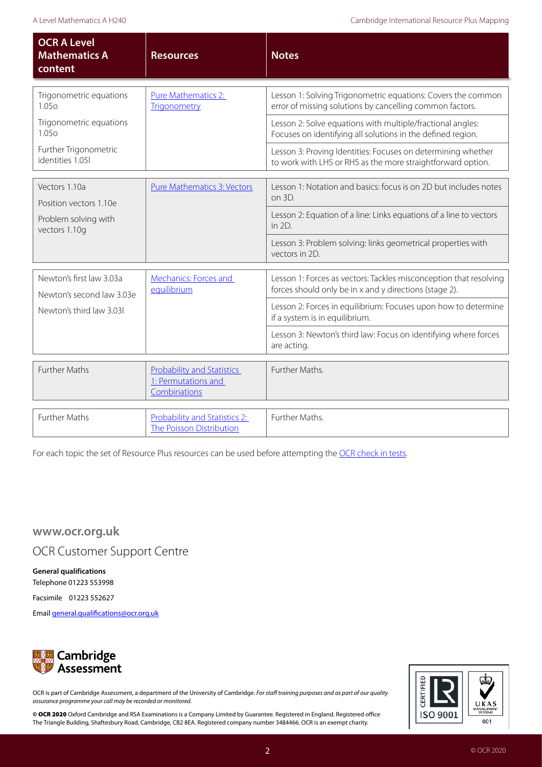| OCR A Level Mathematics A content | Resources | Notes |
| --- | --- | --- |
| Trigonometric equations 1.05o | Pure Mathematics 2: Trigonometry | Lesson 1: Solving Trigonometric equations: Covers the common error of missing solutions by cancelling common factors. |
| Trigonometric equations 1.05o | | Lesson 2: Solve equations with multiple/fractional angles: Focuses on identifying all solutions in the defined region. |
| Further Trigonometric identities 1.05l | | Lesson 3: Proving Identities: Focuses on determining whether to work with LHS or RHS as the more straightforward option. |
| Vectors 1.10a<br>Position vectors 1.10e<br>Problem solving with vectors 1.10g | Pure Mathematics 3: Vectors | Lesson 1: Notation and basics: focus is on 2D but includes notes on 3D. |
| | | Lesson 2: Equation of a line: Links equations of a line to vectors in 2D. |
| | | Lesson 3: Problem solving: links geometrical properties with vectors in 2D. |
| Newton's first law 3.03a<br>Newton's second law 3.03e<br>Newton's third law 3.03l | Mechanics: Forces and equilibrium | Lesson 1: Forces as vectors: Tackles misconception that resolving forces should only be in x and y directions (stage 2). |
| | | Lesson 2: Forces in equilibrium: Focuses upon how to determine if a system is in equilibrium. |
| | | Lesson 3: Newton's third law: Focus on identifying where forces are acting. |
| Further Maths | Probability and Statistics 1: Permutations and Combinations | Further Maths. |
| Further Maths | Probability and Statistics 2: The Poisson Distribution | Further Maths. |

For each topic the set of Resource Plus resources can be used before attempting the OCR check in tests.

**www.ocr.org.uk**

OCR Customer Support Centre

**General qualifications**

Telephone 01223 553998

Facsimile 01223 552627

Email general.qualifications@ocr.org.uk

OCR is part of Cambridge Assessment, a department of the University of Cambridge. *For staff training purposes and as part of our quality assurance programme your call may be recorded or monitored.*

**© OCR 2020** Oxford Cambridge and RSA Examinations is a Company Limited by Guarantee. Registered in England. Registered office The Triangle Building, Shaftesbury Road, Cambridge, CB2 8EA. Registered company number 3484466. OCR is an exempt charity.